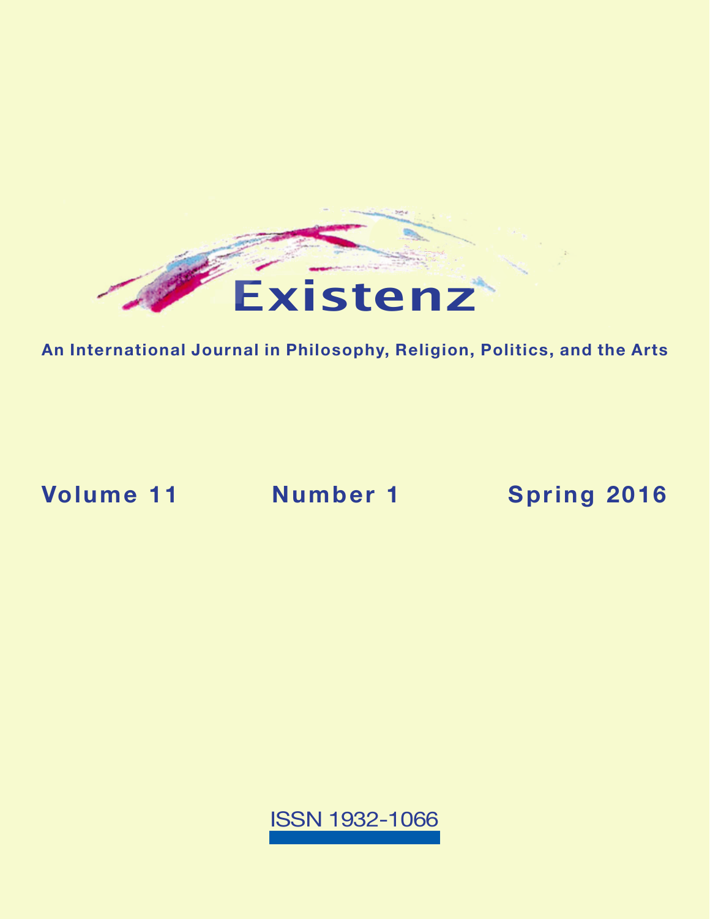# Existenz

**An International Journal in Philosophy, Religion, Politics, and the Arts**

**Volume 11 Number 1 Spring 2016**

ISSN 1932-1066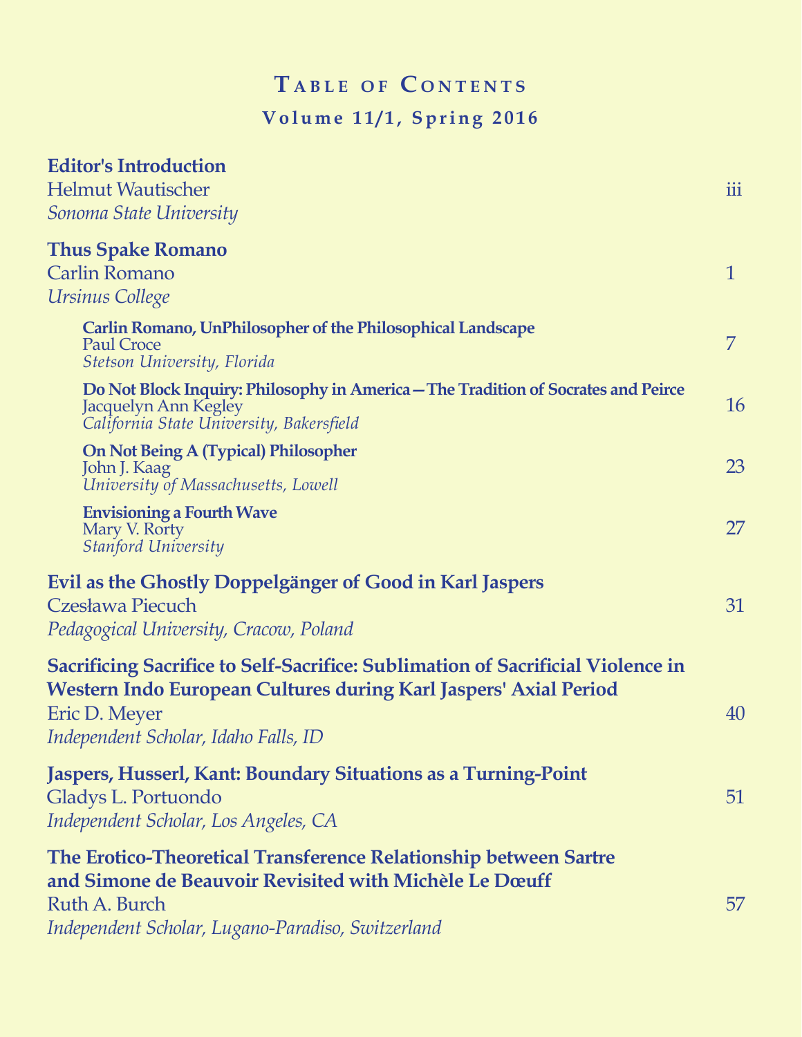# Table of Contents

## Volume 11/1, Spring 2016

**Editor's Introduction**
Helmut Wautischer — iii
*Sonoma State University*

**Thus Spake Romano**
Carlin Romano — 1
*Ursinus College*

- **Carlin Romano, UnPhilosopher of the Philosophical Landscape**
  Paul Croce — 7
  *Stetson University, Florida*

- **Do Not Block Inquiry: Philosophy in America—The Tradition of Socrates and Peirce**
  Jacquelyn Ann Kegley — 16
  *California State University, Bakersfield*

- **On Not Being A (Typical) Philosopher**
  John J. Kaag — 23
  *University of Massachusetts, Lowell*

- **Envisioning a Fourth Wave**
  Mary V. Rorty — 27
  *Stanford University*

**Evil as the Ghostly Doppelgänger of Good in Karl Jaspers**
Czesława Piecuch — 31
*Pedagogical University, Cracow, Poland*

**Sacrificing Sacrifice to Self-Sacrifice: Sublimation of Sacrificial Violence in Western Indo European Cultures during Karl Jaspers' Axial Period**
Eric D. Meyer — 40
*Independent Scholar, Idaho Falls, ID*

**Jaspers, Husserl, Kant: Boundary Situations as a Turning-Point**
Gladys L. Portuondo — 51
*Independent Scholar, Los Angeles, CA*

**The Erotico-Theoretical Transference Relationship between Sartre and Simone de Beauvoir Revisited with Michèle Le Dœuff**
Ruth A. Burch — 57
*Independent Scholar, Lugano-Paradiso, Switzerland*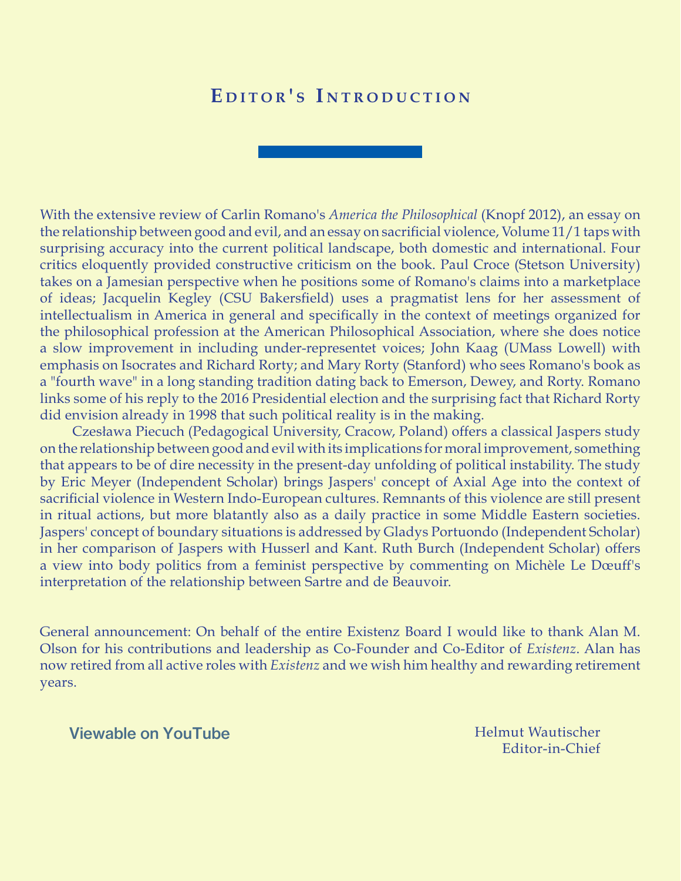# Editor's Introduction

With the extensive review of Carlin Romano's *America the Philosophical* (Knopf 2012), an essay on the relationship between good and evil, and an essay on sacrificial violence, Volume 11/1 taps with surprising accuracy into the current political landscape, both domestic and international. Four critics eloquently provided constructive criticism on the book. Paul Croce (Stetson University) takes on a Jamesian perspective when he positions some of Romano's claims into a marketplace of ideas; Jacquelin Kegley (CSU Bakersfield) uses a pragmatist lens for her assessment of intellectualism in America in general and specifically in the context of meetings organized for the philosophical profession at the American Philosophical Association, where she does notice a slow improvement in including under-representet voices; John Kaag (UMass Lowell) with emphasis on Isocrates and Richard Rorty; and Mary Rorty (Stanford) who sees Romano's book as a "fourth wave" in a long standing tradition dating back to Emerson, Dewey, and Rorty. Romano links some of his reply to the 2016 Presidential election and the surprising fact that Richard Rorty did envision already in 1998 that such political reality is in the making.

Czesława Piecuch (Pedagogical University, Cracow, Poland) offers a classical Jaspers study on the relationship between good and evil with its implications for moral improvement, something that appears to be of dire necessity in the present-day unfolding of political instability. The study by Eric Meyer (Independent Scholar) brings Jaspers' concept of Axial Age into the context of sacrificial violence in Western Indo-European cultures. Remnants of this violence are still present in ritual actions, but more blatantly also as a daily practice in some Middle Eastern societies. Jaspers' concept of boundary situations is addressed by Gladys Portuondo (Independent Scholar) in her comparison of Jaspers with Husserl and Kant. Ruth Burch (Independent Scholar) offers a view into body politics from a feminist perspective by commenting on Michèle Le Dœuff's interpretation of the relationship between Sartre and de Beauvoir.

General announcement: On behalf of the entire Existenz Board I would like to thank Alan M. Olson for his contributions and leadership as Co-Founder and Co-Editor of *Existenz*. Alan has now retired from all active roles with *Existenz* and we wish him healthy and rewarding retirement years.

**Viewable on YouTube**

Helmut Wautischer
Editor-in-Chief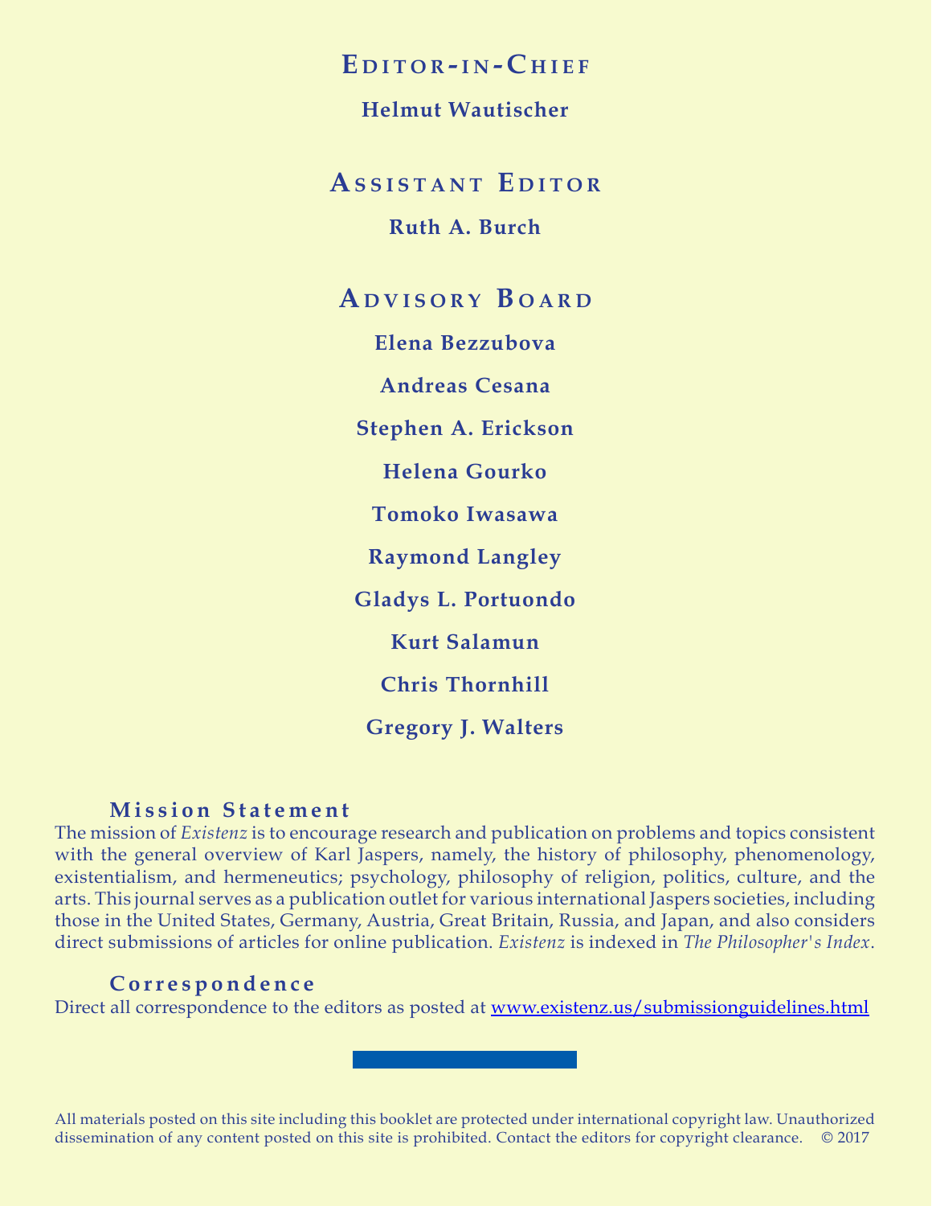## Editor-in-Chief

**Helmut Wautischer**

## Assistant Editor

**Ruth A. Burch**

## Advisory Board

**Elena Bezzubova**

**Andreas Cesana**

**Stephen A. Erickson**

**Helena Gourko**

**Tomoko Iwasawa**

**Raymond Langley**

**Gladys L. Portuondo**

**Kurt Salamun**

**Chris Thornhill**

**Gregory J. Walters**

### Mission Statement

The mission of *Existenz* is to encourage research and publication on problems and topics consistent with the general overview of Karl Jaspers, namely, the history of philosophy, phenomenology, existentialism, and hermeneutics; psychology, philosophy of religion, politics, culture, and the arts. This journal serves as a publication outlet for various international Jaspers societies, including those in the United States, Germany, Austria, Great Britain, Russia, and Japan, and also considers direct submissions of articles for online publication. *Existenz* is indexed in *The Philosopher's Index*.

### Correspondence

Direct all correspondence to the editors as posted at www.existenz.us/submissionguidelines.html

All materials posted on this site including this booklet are protected under international copyright law. Unauthorized dissemination of any content posted on this site is prohibited. Contact the editors for copyright clearance. © 2017